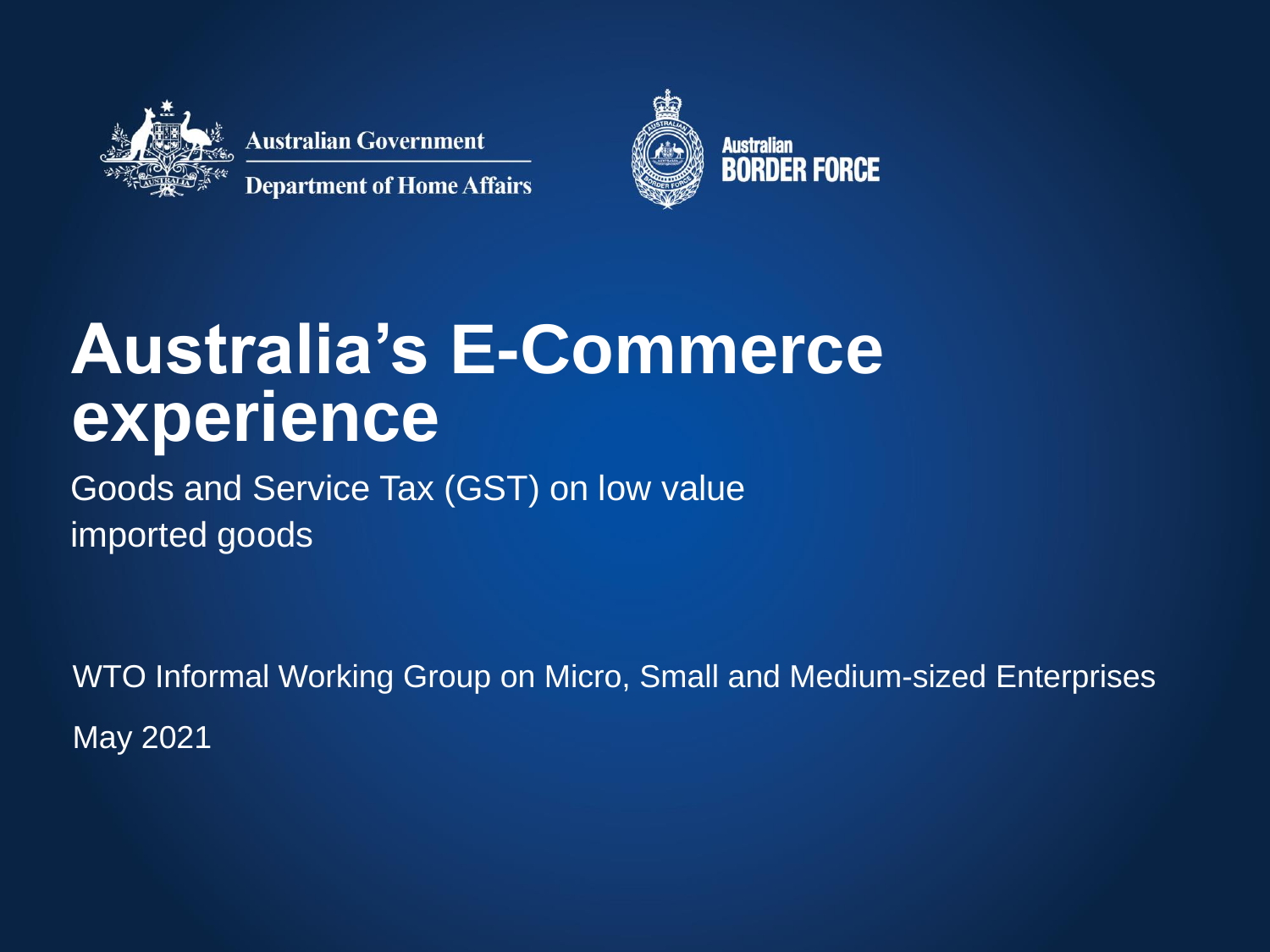Australian Government

Department of Home Affairs

Australian BORDER FORCE

# Australia's E-Commerce experience

Goods and Service Tax (GST) on low value imported goods

WTO Informal Working Group on Micro, Small and Medium-sized Enterprises

May 2021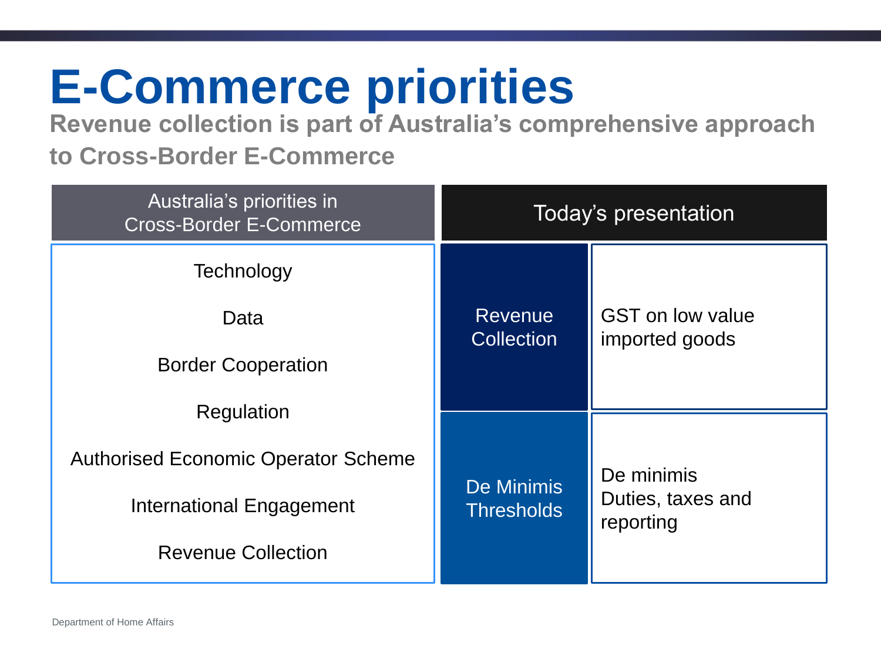# E-Commerce priorities

**Revenue collection is part of Australia's comprehensive approach to Cross-Border E-Commerce**

| Australia's priorities in Cross-Border E-Commerce | Today's presentation | |
|---|---|---|
| Technology<br>Data<br>Border Cooperation<br>Regulation<br>Authorised Economic Operator Scheme<br>International Engagement<br>Revenue Collection | Revenue Collection | GST on low value imported goods |
| | De Minimis Thresholds | De minimis Duties, taxes and reporting |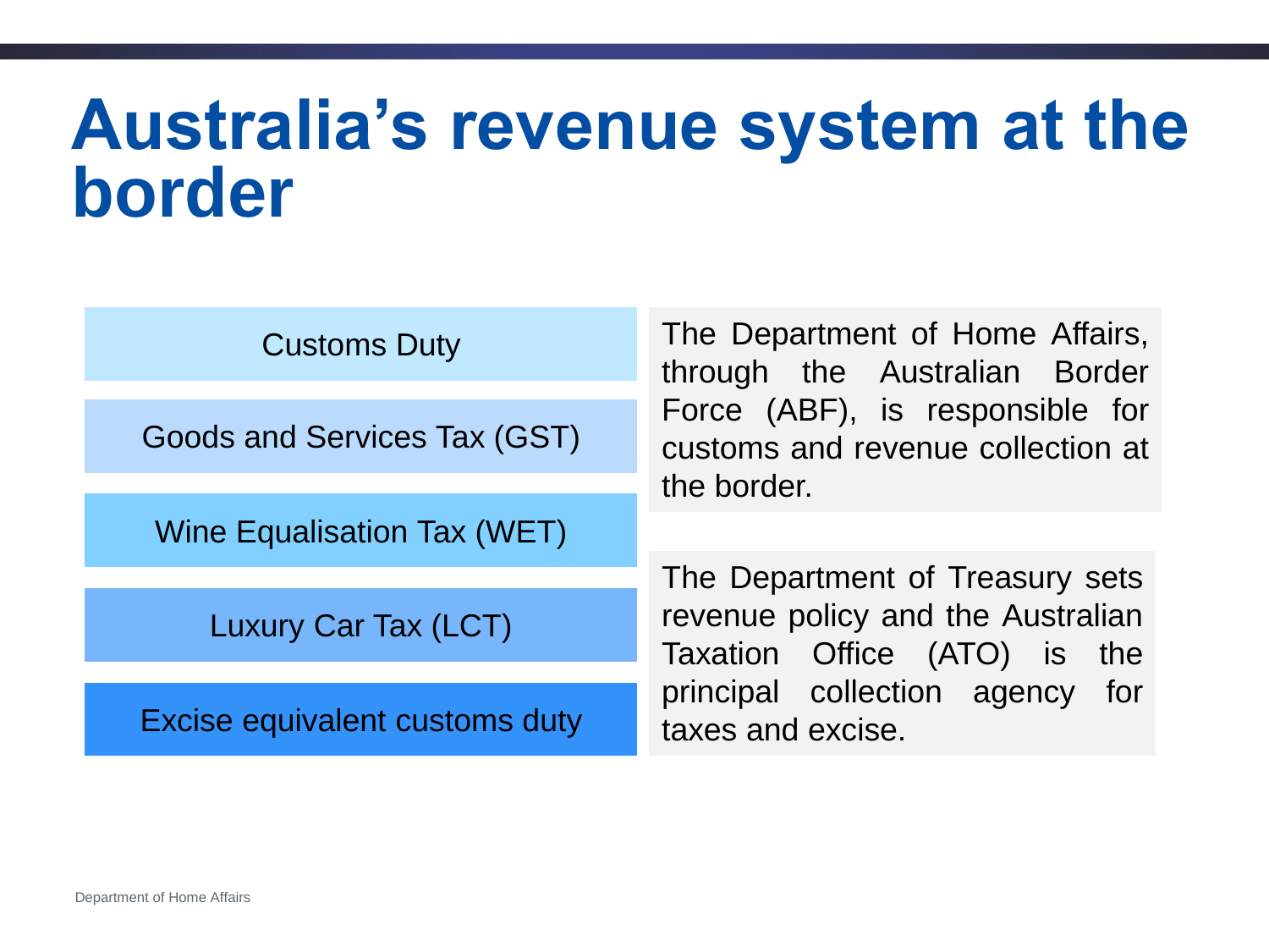# Australia's revenue system at the border

- Customs Duty
- Goods and Services Tax (GST)
- Wine Equalisation Tax (WET)
- Luxury Car Tax (LCT)
- Excise equivalent customs duty

The Department of Home Affairs, through the Australian Border Force (ABF), is responsible for customs and revenue collection at the border.

The Department of Treasury sets revenue policy and the Australian Taxation Office (ATO) is the principal collection agency for taxes and excise.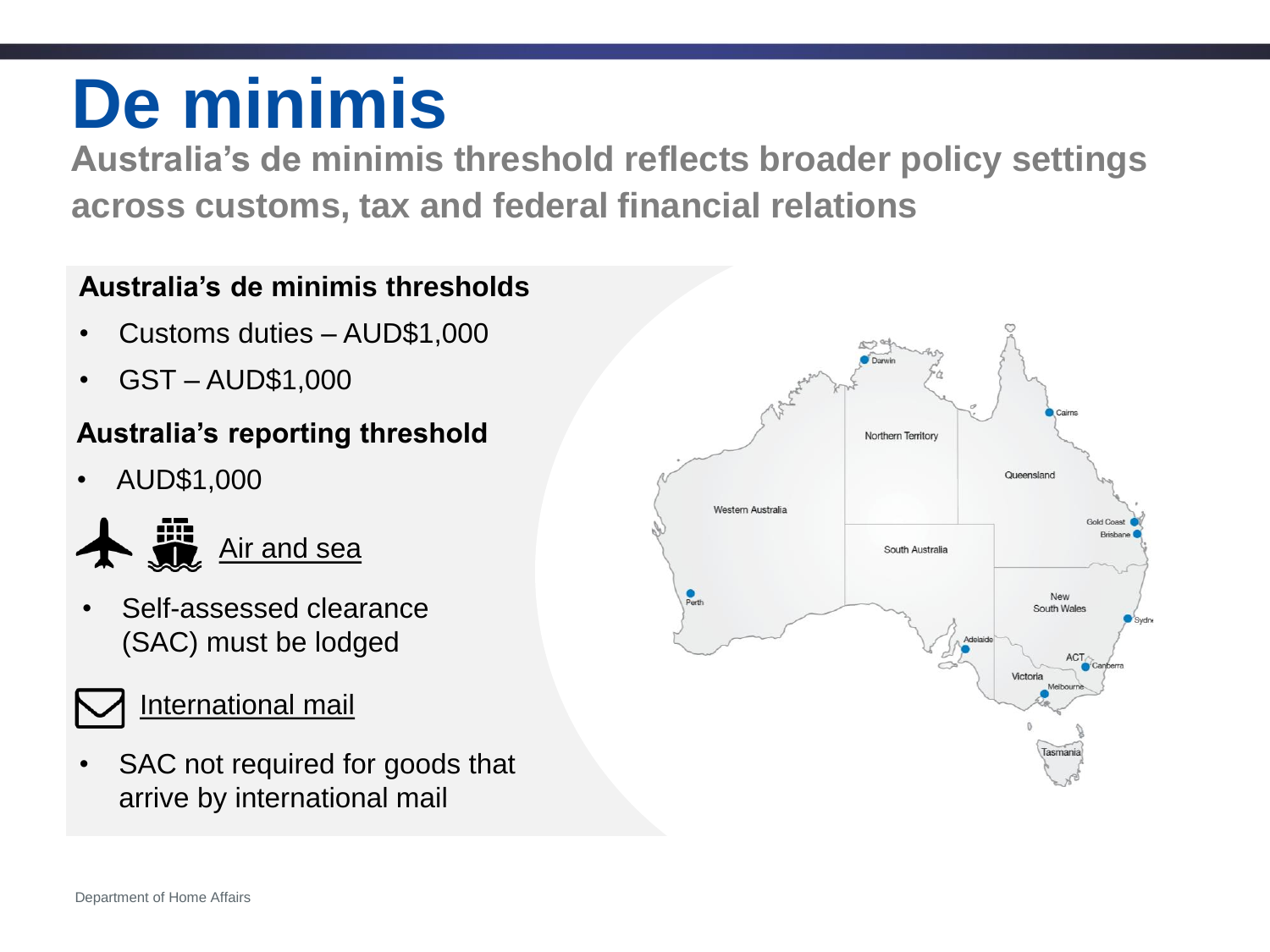# De minimis

## Australia's de minimis threshold reflects broader policy settings across customs, tax and federal financial relations

### Australia's de minimis thresholds

- Customs duties – AUD$1,000
- GST – AUD$1,000

### Australia's reporting threshold

- AUD$1,000

**Air and sea**

- Self-assessed clearance (SAC) must be lodged

**International mail**

- SAC not required for goods that arrive by international mail

Department of Home Affairs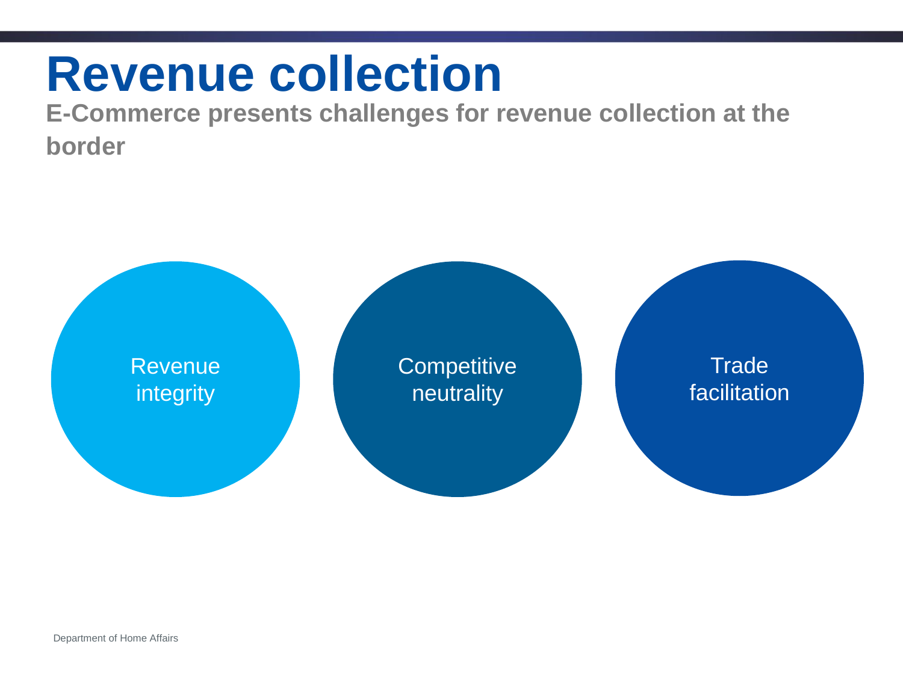# Revenue collection

**E-Commerce presents challenges for revenue collection at the border**

- Revenue integrity
- Competitive neutrality
- Trade facilitation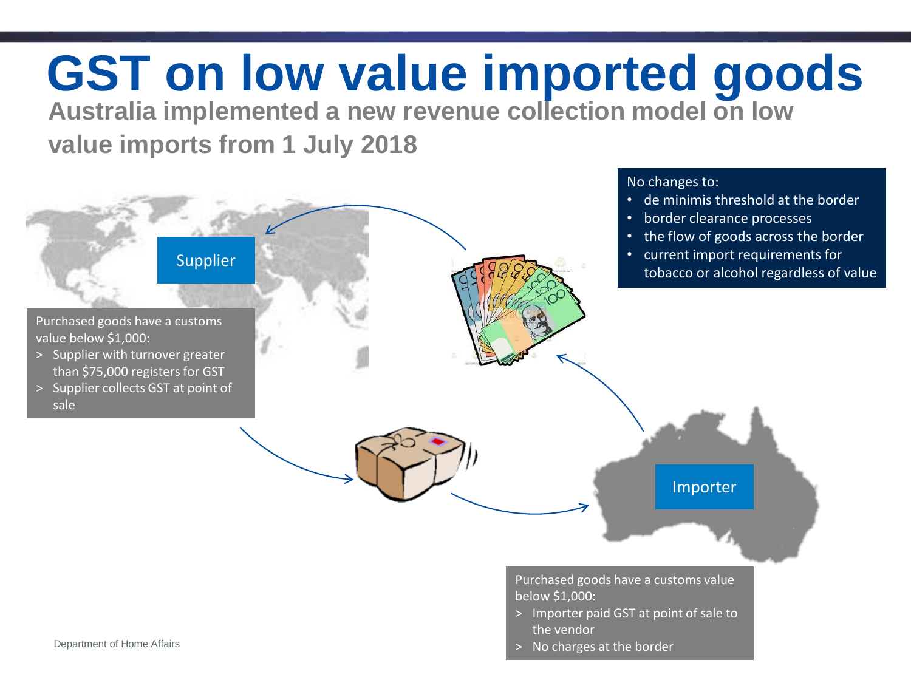# GST on low value imported goods

**Australia implemented a new revenue collection model on low value imports from 1 July 2018**

Supplier

Purchased goods have a customs value below $1,000:

> Supplier with turnover greater than $75,000 registers for GST
> Supplier collects GST at point of sale

No changes to:

- de minimis threshold at the border
- border clearance processes
- the flow of goods across the border
- current import requirements for tobacco or alcohol regardless of value

Importer

Purchased goods have a customs value below $1,000:

> Importer paid GST at point of sale to the vendor
> No charges at the border

Department of Home Affairs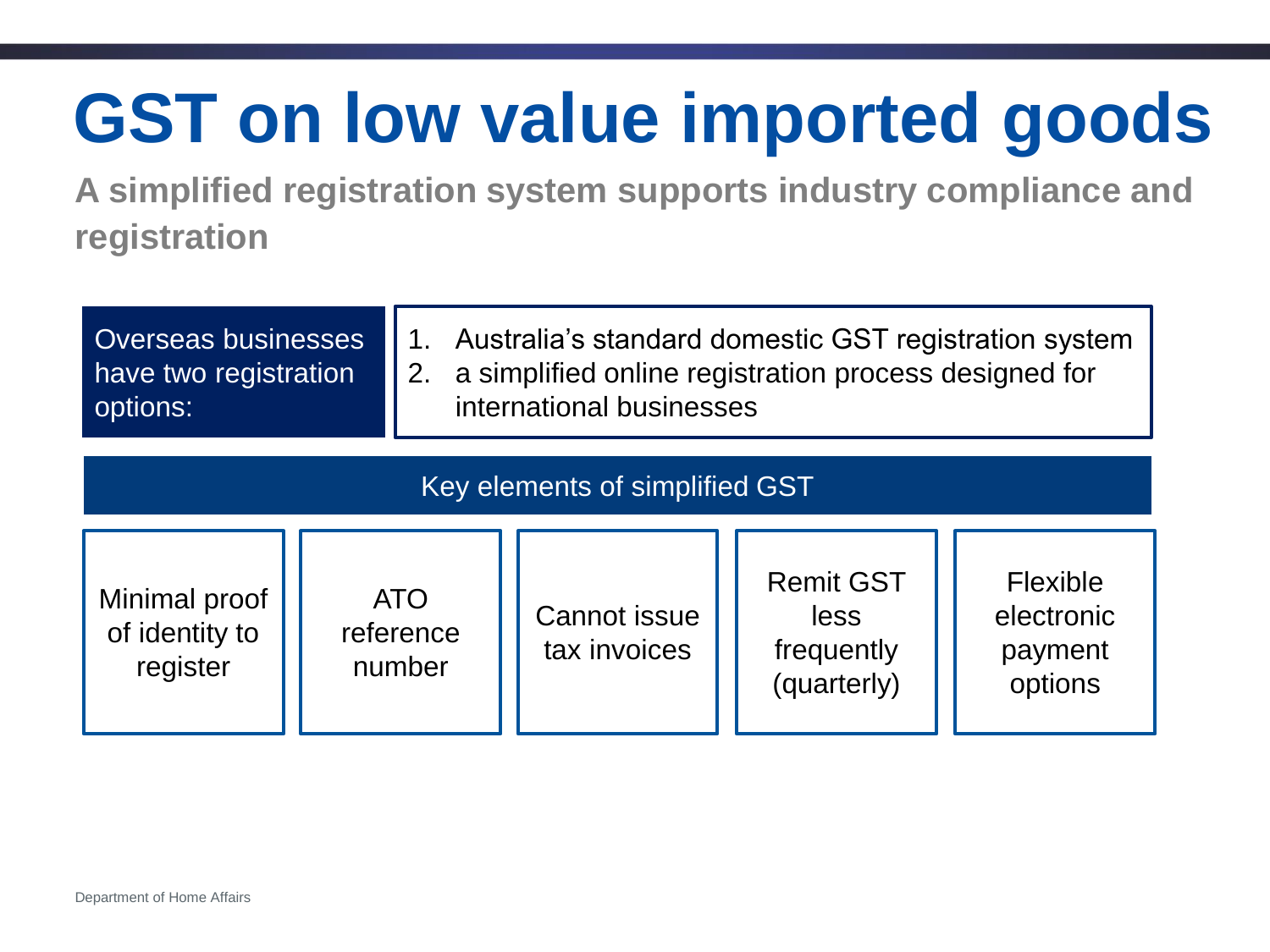# GST on low value imported goods

## A simplified registration system supports industry compliance and registration

**Overseas businesses have two registration options:**

1. Australia's standard domestic GST registration system
2. a simplified online registration process designed for international businesses

### Key elements of simplified GST

- Minimal proof of identity to register
- ATO reference number
- Cannot issue tax invoices
- Remit GST less frequently (quarterly)
- Flexible electronic payment options

Department of Home Affairs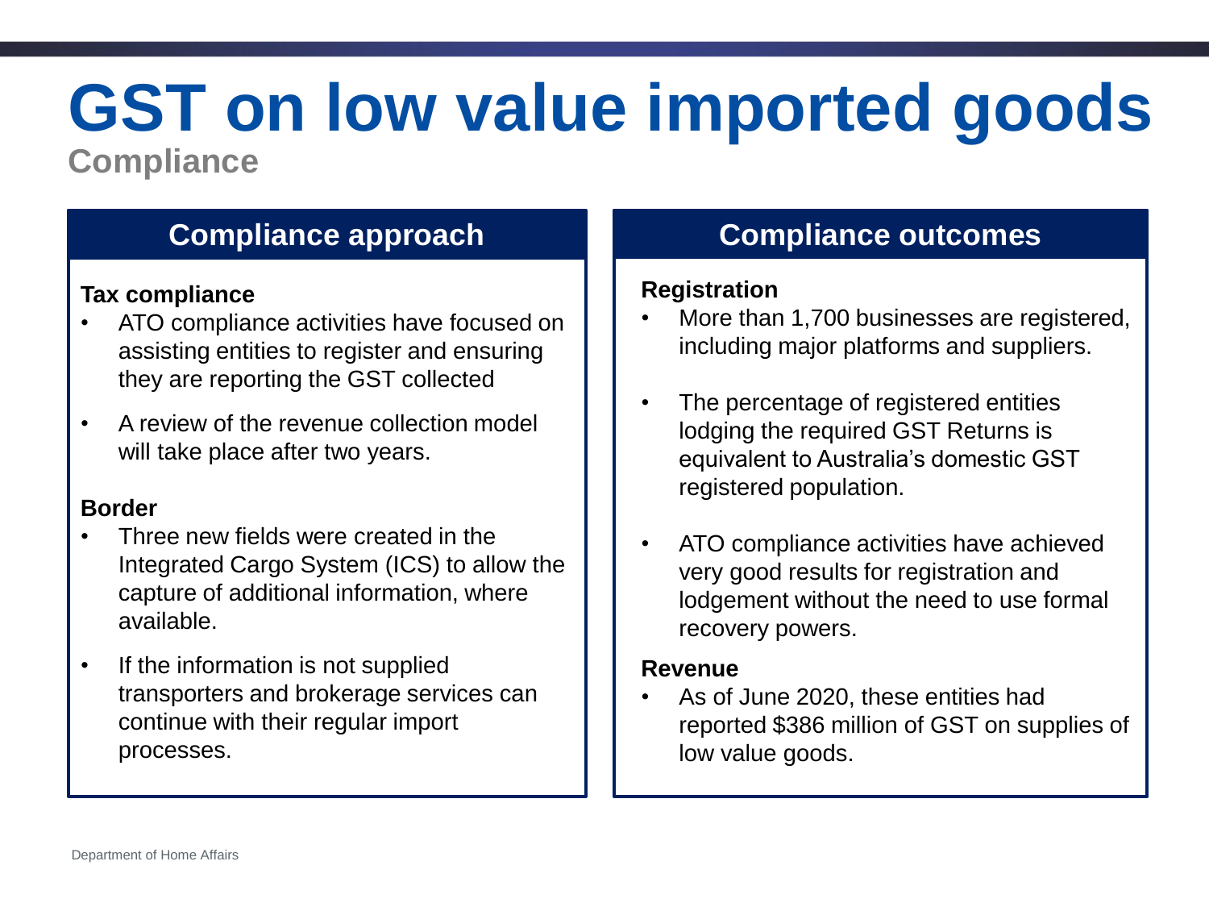# GST on low value imported goods

## Compliance

### Compliance approach

**Tax compliance**

- ATO compliance activities have focused on assisting entities to register and ensuring they are reporting the GST collected
- A review of the revenue collection model will take place after two years.

**Border**

- Three new fields were created in the Integrated Cargo System (ICS) to allow the capture of additional information, where available.
- If the information is not supplied transporters and brokerage services can continue with their regular import processes.

### Compliance outcomes

**Registration**

- More than 1,700 businesses are registered, including major platforms and suppliers.
- The percentage of registered entities lodging the required GST Returns is equivalent to Australia's domestic GST registered population.
- ATO compliance activities have achieved very good results for registration and lodgement without the need to use formal recovery powers.

**Revenue**

- As of June 2020, these entities had reported $386 million of GST on supplies of low value goods.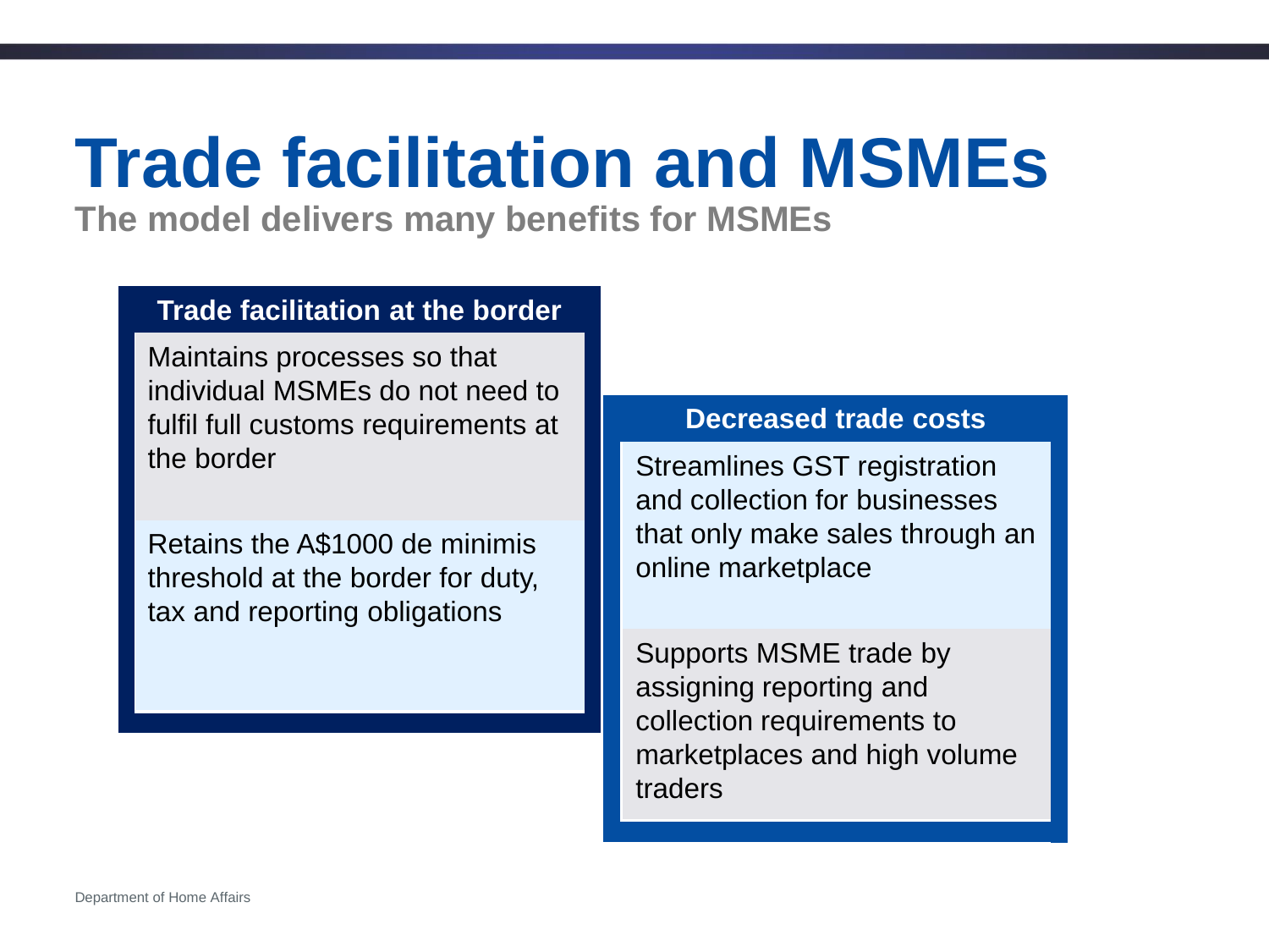# Trade facilitation and MSMEs

**The model delivers many benefits for MSMEs**

### Trade facilitation at the border

Maintains processes so that individual MSMEs do not need to fulfil full customs requirements at the border

Retains the A$1000 de minimis threshold at the border for duty, tax and reporting obligations

### Decreased trade costs

Streamlines GST registration and collection for businesses that only make sales through an online marketplace

Supports MSME trade by assigning reporting and collection requirements to marketplaces and high volume traders

Department of Home Affairs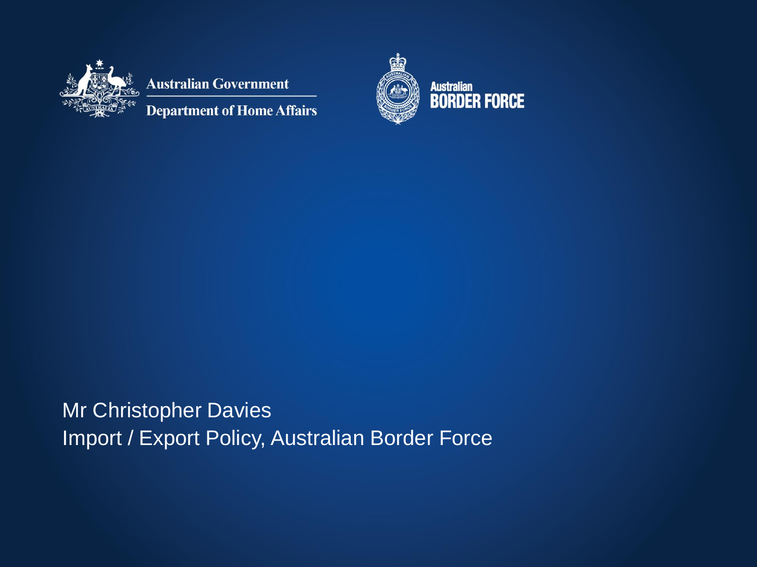Australian Government

Department of Home Affairs

Australian

BORDER FORCE

Mr Christopher Davies

Import / Export Policy, Australian Border Force